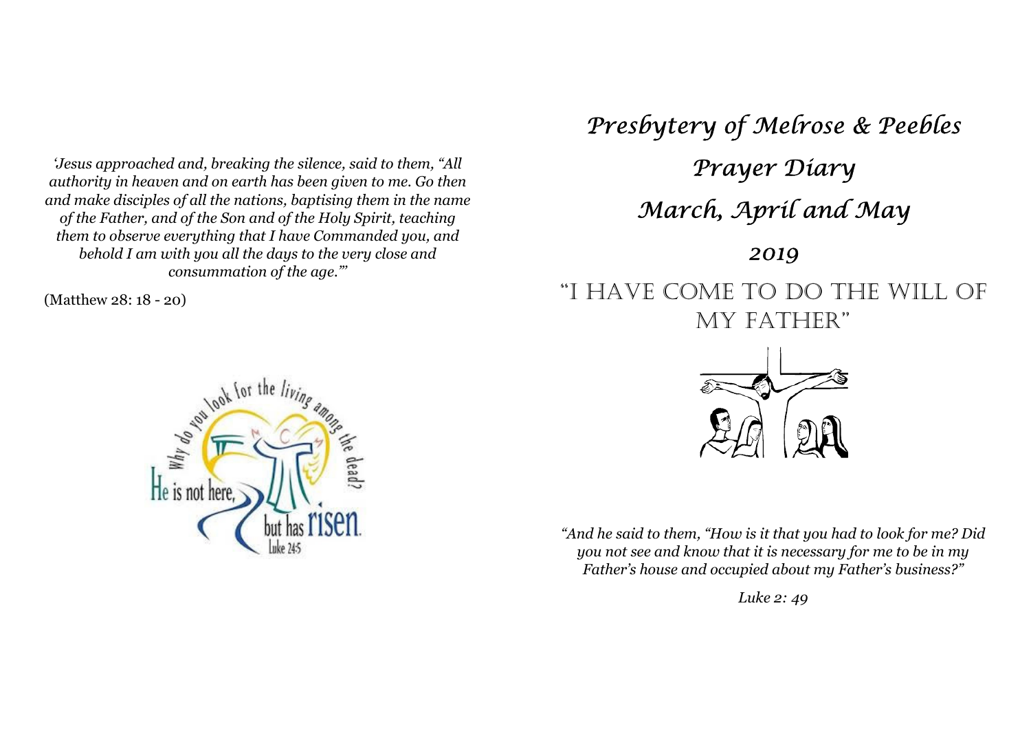*'Jesus approached and, breaking the silence, said to them, "All authority in heaven and on earth has been given to me. Go then and make disciples of all the nations, baptising them in the name of the Father, and of the Son and of the Holy Spirit, teaching them to observe everything that I have Commanded you, and behold I am with you all the days to the very close and consummation of the age."'*

(Matthew 28: 18 - 20)

# *Presbytery of Melrose & Peebles*

# *Prayer Diary*

# *March, April and May*

## *2019*

## "I HAVE COME TO DO THE WILL OF MY FATHER"

*"And he said to them, "How is it that you had to look for me? Did you not see and know that it is necessary for me to be in my Father's house and occupied about my Father's business?"*

*Luke 2: 49*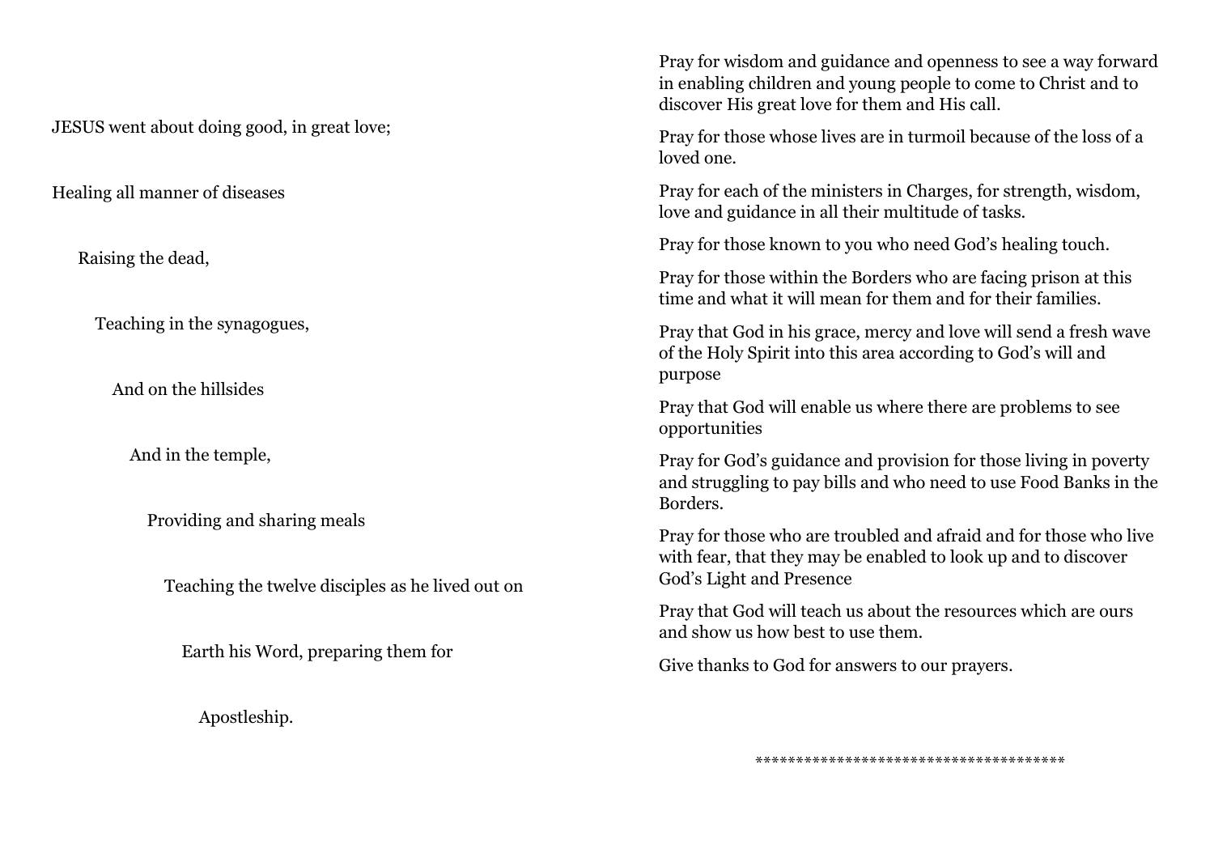JESUS went about doing good, in great love;

Healing all manner of diseases

Raising the dead,

Teaching in the synagogues,

And on the hillsides

And in the temple,

Providing and sharing meals

Teaching the twelve disciples as he lived out on

Earth his Word, preparing them for

Apostleship.

Pray for wisdom and guidance and openness to see a way forward in enabling children and young people to come to Christ and to discover His great love for them and His call.

Pray for those whose lives are in turmoil because of the loss of a loved one.

Pray for each of the ministers in Charges, for strength, wisdom, love and guidance in all their multitude of tasks.

Pray for those known to you who need God's healing touch.

Pray for those within the Borders who are facing prison at this time and what it will mean for them and for their families.

Pray that God in his grace, mercy and love will send a fresh wave of the Holy Spirit into this area according to God's will and purpose

Pray that God will enable us where there are problems to see opportunities

Pray for God's guidance and provision for those living in poverty and struggling to pay bills and who need to use Food Banks in the Borders.

Pray for those who are troubled and afraid and for those who live with fear, that they may be enabled to look up and to discover God's Light and Presence

Pray that God will teach us about the resources which are ours and show us how best to use them.

Give thanks to God for answers to our prayers.

\*\*\*\*\*\*\*\*\*\*\*\*\*\*\*\*\*\*\*\*\*\*\*\*\*\*\*\*\*\*\*\*\*\*\*\*\*\*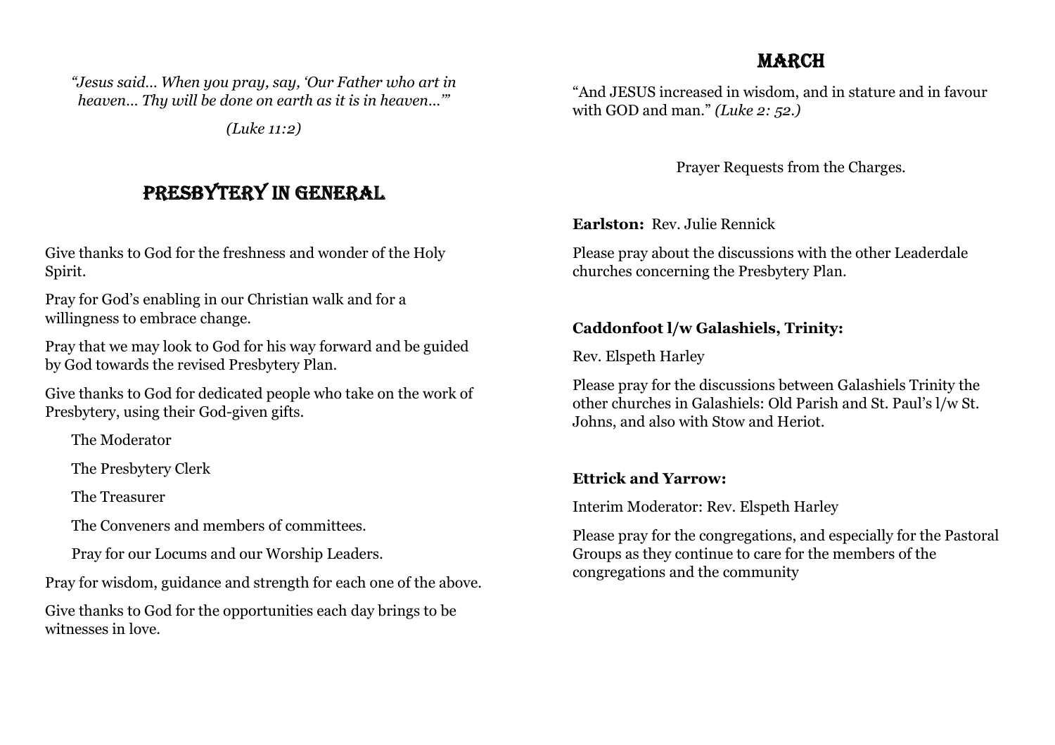*"Jesus said… When you pray, say, 'Our Father who art in heaven… Thy will be done on earth as it is in heaven…'"*

*(Luke 11:2)*

## PRESBYTERY IN GENERAL

Give thanks to God for the freshness and wonder of the Holy Spirit.

Pray for God's enabling in our Christian walk and for a willingness to embrace change.

Pray that we may look to God for his way forward and be guided by God towards the revised Presbytery Plan.

Give thanks to God for dedicated people who take on the work of Presbytery, using their God-given gifts.

The Moderator

The Presbytery Clerk

The Treasurer

The Conveners and members of committees.

Pray for our Locums and our Worship Leaders.

Pray for wisdom, guidance and strength for each one of the above.

Give thanks to God for the opportunities each day brings to be witnesses in love.

## MARCH

"And JESUS increased in wisdom, and in stature and in favour with GOD and man." *(Luke 2: 52.)*

Prayer Requests from the Charges.

**Earlston:** Rev. Julie Rennick

Please pray about the discussions with the other Leaderdale churches concerning the Presbytery Plan.

**Caddonfoot l/w Galashiels, Trinity:**

Rev. Elspeth Harley

Please pray for the discussions between Galashiels Trinity the other churches in Galashiels: Old Parish and St. Paul's l/w St. Johns, and also with Stow and Heriot.

**Ettrick and Yarrow:**

Interim Moderator: Rev. Elspeth Harley

Please pray for the congregations, and especially for the Pastoral Groups as they continue to care for the members of the congregations and the community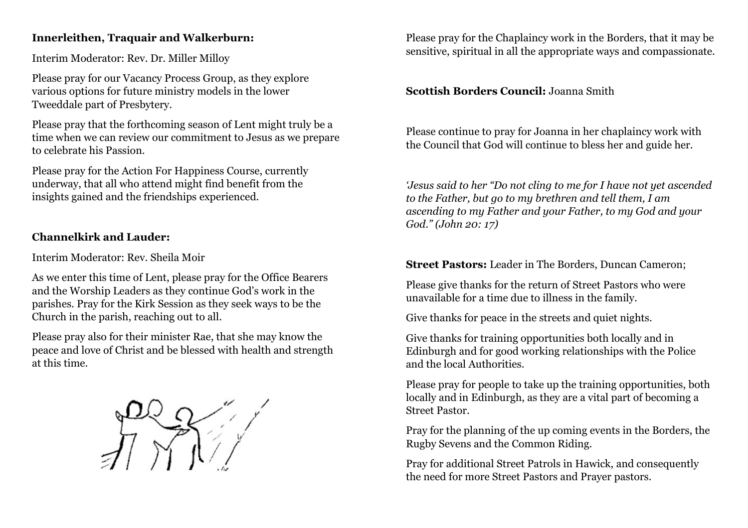**Innerleithen, Traquair and Walkerburn:**

Interim Moderator: Rev. Dr. Miller Milloy

Please pray for our Vacancy Process Group, as they explore various options for future ministry models in the lower Tweeddale part of Presbytery.

Please pray that the forthcoming season of Lent might truly be a time when we can review our commitment to Jesus as we prepare to celebrate his Passion.

Please pray for the Action For Happiness Course, currently underway, that all who attend might find benefit from the insights gained and the friendships experienced.

**Channelkirk and Lauder:**

Interim Moderator: Rev. Sheila Moir

As we enter this time of Lent, please pray for the Office Bearers and the Worship Leaders as they continue God's work in the parishes. Pray for the Kirk Session as they seek ways to be the Church in the parish, reaching out to all.

Please pray also for their minister Rae, that she may know the peace and love of Christ and be blessed with health and strength at this time.

Please pray for the Chaplaincy work in the Borders, that it may be sensitive, spiritual in all the appropriate ways and compassionate.

**Scottish Borders Council:** Joanna Smith

Please continue to pray for Joanna in her chaplaincy work with the Council that God will continue to bless her and guide her.

*'Jesus said to her "Do not cling to me for I have not yet ascended to the Father, but go to my brethren and tell them, I am ascending to my Father and your Father, to my God and your God." (John 20: 17)*

**Street Pastors:** Leader in The Borders, Duncan Cameron;

Please give thanks for the return of Street Pastors who were unavailable for a time due to illness in the family.

Give thanks for peace in the streets and quiet nights.

Give thanks for training opportunities both locally and in Edinburgh and for good working relationships with the Police and the local Authorities.

Please pray for people to take up the training opportunities, both locally and in Edinburgh, as they are a vital part of becoming a Street Pastor.

Pray for the planning of the up coming events in the Borders, the Rugby Sevens and the Common Riding.

Pray for additional Street Patrols in Hawick, and consequently the need for more Street Pastors and Prayer pastors.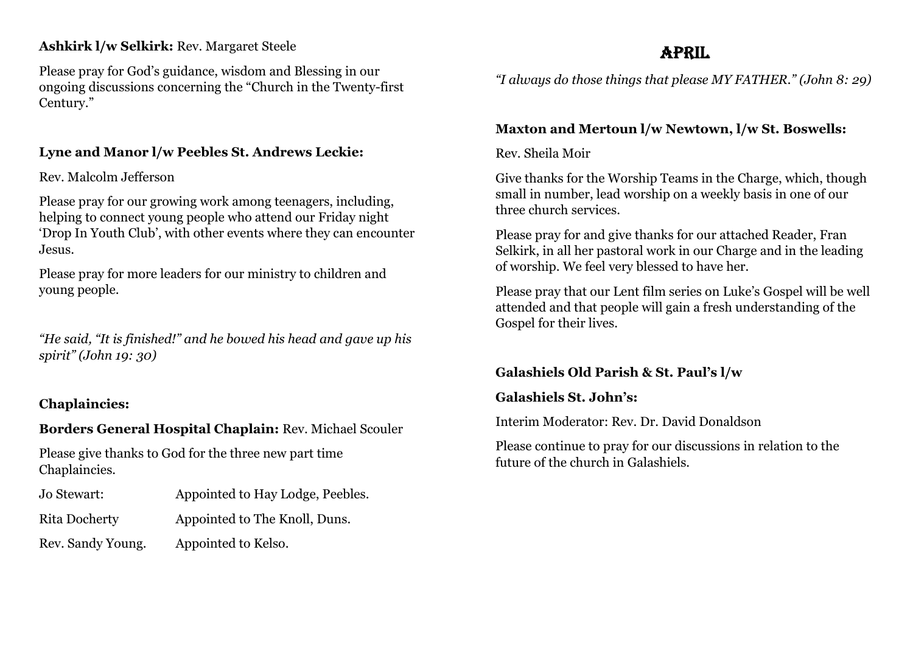**Ashkirk l/w Selkirk:** Rev. Margaret Steele

Please pray for God's guidance, wisdom and Blessing in our ongoing discussions concerning the "Church in the Twenty-first Century."

**Lyne and Manor l/w Peebles St. Andrews Leckie:**

Rev. Malcolm Jefferson

Please pray for our growing work among teenagers, including, helping to connect young people who attend our Friday night 'Drop In Youth Club', with other events where they can encounter Jesus.

Please pray for more leaders for our ministry to children and young people.

*"He said, "It is finished!" and he bowed his head and gave up his spirit" (John 19: 30)*

**Chaplaincies:**

**Borders General Hospital Chaplain:** Rev. Michael Scouler

Please give thanks to God for the three new part time Chaplaincies.

| | |
|---|---|
| Jo Stewart: | Appointed to Hay Lodge, Peebles. |
| Rita Docherty | Appointed to The Knoll, Duns. |
| Rev. Sandy Young. | Appointed to Kelso. |

# APRIL

*"I always do those things that please MY FATHER." (John 8: 29)*

**Maxton and Mertoun l/w Newtown, l/w St. Boswells:**

Rev. Sheila Moir

Give thanks for the Worship Teams in the Charge, which, though small in number, lead worship on a weekly basis in one of our three church services.

Please pray for and give thanks for our attached Reader, Fran Selkirk, in all her pastoral work in our Charge and in the leading of worship. We feel very blessed to have her.

Please pray that our Lent film series on Luke's Gospel will be well attended and that people will gain a fresh understanding of the Gospel for their lives.

**Galashiels Old Parish & St. Paul's l/w**

**Galashiels St. John's:**

Interim Moderator: Rev. Dr. David Donaldson

Please continue to pray for our discussions in relation to the future of the church in Galashiels.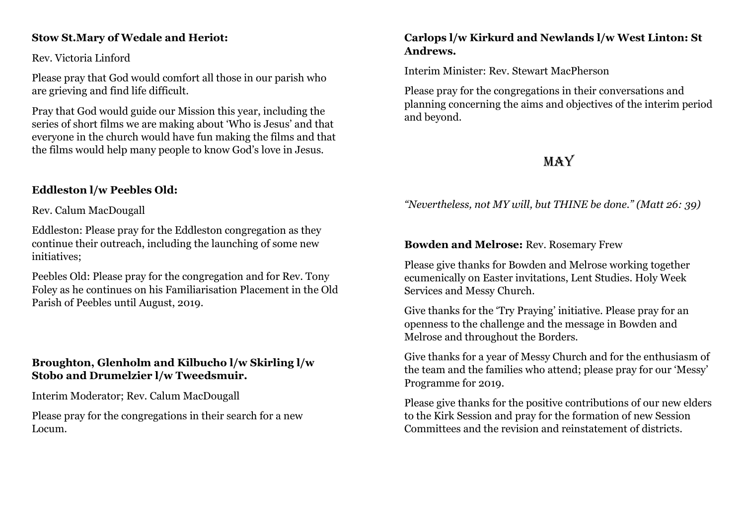**Stow St.Mary of Wedale and Heriot:**

Rev. Victoria Linford

Please pray that God would comfort all those in our parish who are grieving and find life difficult.

Pray that God would guide our Mission this year, including the series of short films we are making about 'Who is Jesus' and that everyone in the church would have fun making the films and that the films would help many people to know God's love in Jesus.

**Eddleston l/w Peebles Old:**

Rev. Calum MacDougall

Eddleston: Please pray for the Eddleston congregation as they continue their outreach, including the launching of some new initiatives;

Peebles Old: Please pray for the congregation and for Rev. Tony Foley as he continues on his Familiarisation Placement in the Old Parish of Peebles until August, 2019.

**Broughton, Glenholm and Kilbucho l/w Skirling l/w Stobo and Drumelzier l/w Tweedsmuir.**

Interim Moderator; Rev. Calum MacDougall

Please pray for the congregations in their search for a new Locum.

**Carlops l/w Kirkurd and Newlands l/w West Linton: St Andrews.**

Interim Minister: Rev. Stewart MacPherson

Please pray for the congregations in their conversations and planning concerning the aims and objectives of the interim period and beyond.

# MAY

*"Nevertheless, not MY will, but THINE be done." (Matt 26: 39)*

**Bowden and Melrose:** Rev. Rosemary Frew

Please give thanks for Bowden and Melrose working together ecumenically on Easter invitations, Lent Studies. Holy Week Services and Messy Church.

Give thanks for the 'Try Praying' initiative. Please pray for an openness to the challenge and the message in Bowden and Melrose and throughout the Borders.

Give thanks for a year of Messy Church and for the enthusiasm of the team and the families who attend; please pray for our 'Messy' Programme for 2019.

Please give thanks for the positive contributions of our new elders to the Kirk Session and pray for the formation of new Session Committees and the revision and reinstatement of districts.